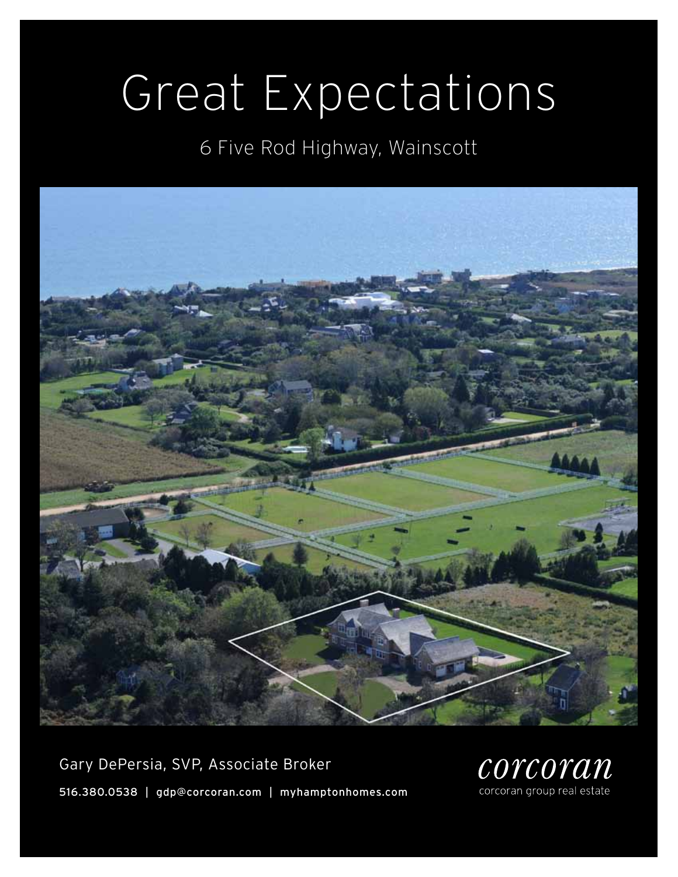# Great Expectations

6 Five Rod Highway, Wainscott

Gary DePersia, SVP, Associate Broker

516.380.0538 | gdp@corcoran.com | myhamptonhomes.com

corcoran

corcoran group real estate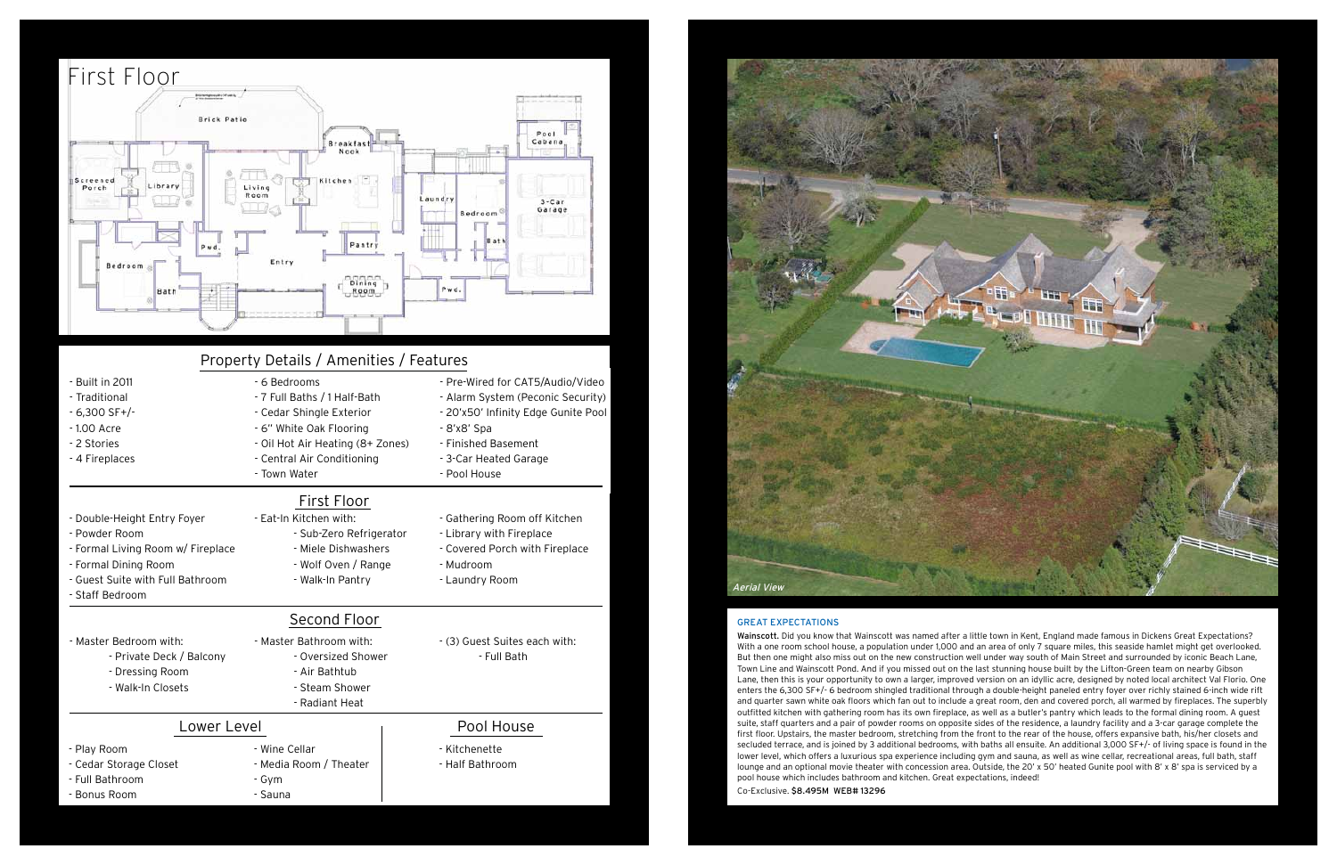# First Floor

## Property Details / Amenities / Features

- Built in 2011
- Traditional
- 6,300 SF+/-
- 1.00 Acre
- 2 Stories
- 4 Fireplaces
- 6 Bedrooms
- 7 Full Baths / 1 Half-Bath
- Cedar Shingle Exterior
- 6" White Oak Flooring
- Oil Hot Air Heating (8+ Zones)
- Central Air Conditioning
- Town Water
- Pre-Wired for CAT5/Audio/Video
- Alarm System (Peconic Security)
- 20'x50' Infinity Edge Gunite Pool
- 8'x8' Spa
- Finished Basement
- 3-Car Heated Garage
- Pool House

## First Floor

- Double-Height Entry Foyer
- Powder Room
- Formal Living Room w/ Fireplace
- Formal Dining Room
- Guest Suite with Full Bathroom
- Staff Bedroom
- Eat-In Kitchen with:
  - Sub-Zero Refrigerator
  - Miele Dishwashers
  - Wolf Oven / Range
  - Walk-In Pantry
- Gathering Room off Kitchen
- Library with Fireplace
- Covered Porch with Fireplace
- Mudroom
- Laundry Room

## Second Floor

- Master Bedroom with:
  - Private Deck / Balcony
  - Dressing Room
  - Walk-In Closets
- Master Bathroom with:
  - Oversized Shower
  - Air Bathtub
  - Steam Shower
  - Radiant Heat
- (3) Guest Suites each with:
  - Full Bath

## Lower Level

- Play Room
- Cedar Storage Closet
- Full Bathroom
- Bonus Room
- Wine Cellar
- Media Room / Theater
- Gym
- Sauna

## Pool House

- Kitchenette
- Half Bathroom

*Aerial View*

### GREAT EXPECTATIONS

**Wainscott.** Did you know that Wainscott was named after a little town in Kent, England made famous in Dickens Great Expectations? With a one room school house, a population under 1,000 and an area of only 7 square miles, this seaside hamlet might get overlooked. But then one might also miss out on the new construction well under way south of Main Street and surrounded by iconic Beach Lane, Town Line and Wainscott Pond. And if you missed out on the last stunning house built by the Lifton-Green team on nearby Gibson Lane, then this is your opportunity to own a larger, improved version on an idyllic acre, designed by noted local architect Val Florio. One enters the 6,300 SF+/- 6 bedroom shingled traditional through a double-height paneled entry foyer over richly stained 6-inch wide rift and quarter sawn white oak floors which fan out to include a great room, den and covered porch, all warmed by fireplaces. The superbly outfitted kitchen with gathering room has its own fireplace, as well as a butler's pantry which leads to the formal dining room. A guest suite, staff quarters and a pair of powder rooms on opposite sides of the residence, a laundry facility and a 3-car garage complete the first floor. Upstairs, the master bedroom, stretching from the front to the rear of the house, offers expansive bath, his/her closets and secluded terrace, and is joined by 3 additional bedrooms, with baths all ensuite. An additional 3,000 SF+/- of living space is found in the lower level, which offers a luxurious spa experience including gym and sauna, as well as wine cellar, recreational areas, full bath, staff lounge and an optional movie theater with concession area. Outside, the 20' x 50' heated Gunite pool with 8' x 8' spa is serviced by a pool house which includes bathroom and kitchen. Great expectations, indeed!

Co-Exclusive. **$8.495M WEB# 13296**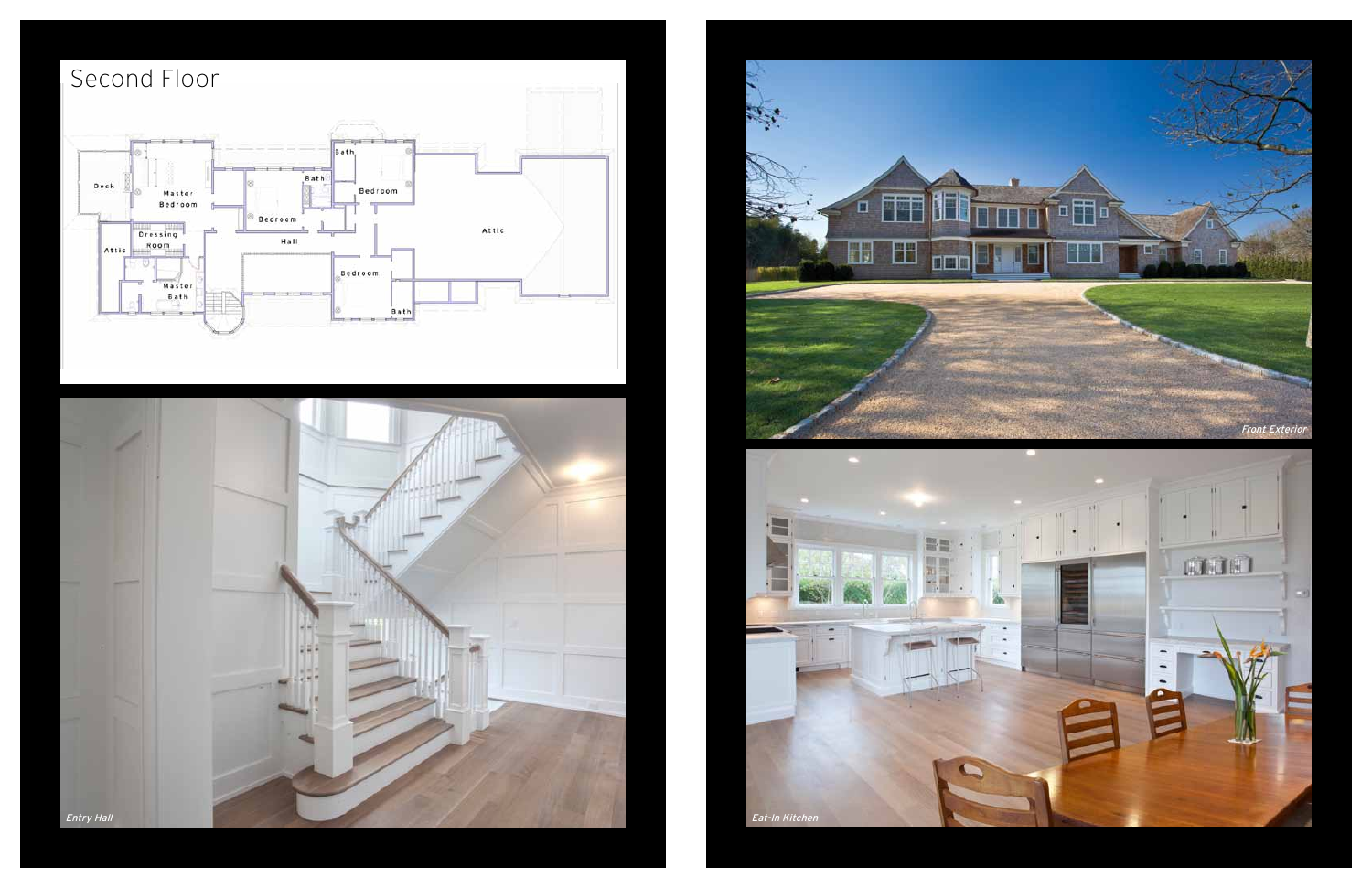## Second Floor

Deck

Master Bedroom

Attic

Dressing Room

Master Bath

Bedroom

Bath

Hall

Bath

Bedroom

Bedroom

Bath

Attic

*Entry Hall*

*Front Exterior*

*Eat-In Kitchen*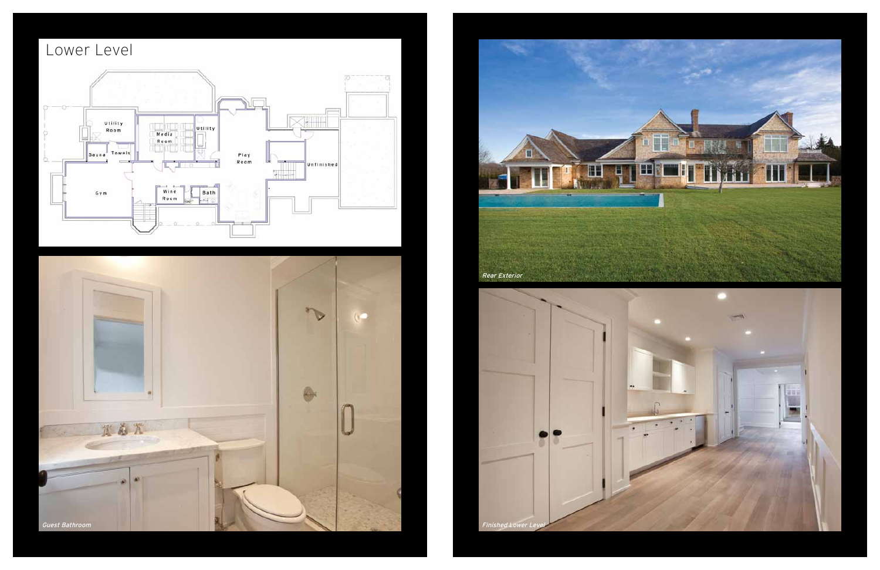## Lower Level

*Guest Bathroom*

*Rear Exterior*

*Finished Lower Level*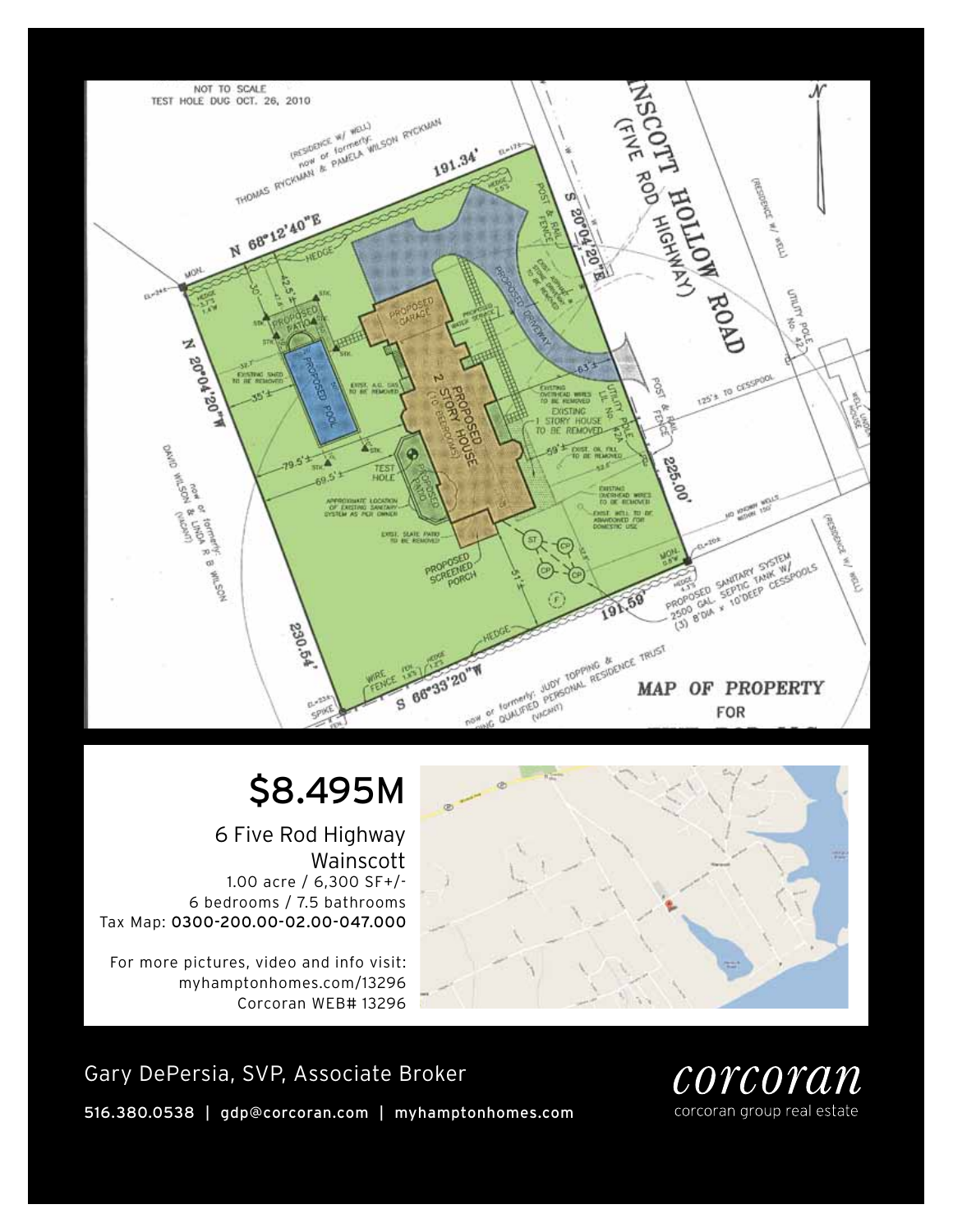# $8.495M

6 Five Rod Highway
Wainscott
1.00 acre / 6,300 SF+/-
6 bedrooms / 7.5 bathrooms
Tax Map: **0300-200.00-02.00-047.000**

For more pictures, video and info visit:
myhamptonhomes.com/13296
Corcoran WEB# 13296

Gary DePersia, SVP, Associate Broker

**516.380.0538 | gdp@corcoran.com | myhamptonhomes.com**

corcoran
corcoran group real estate